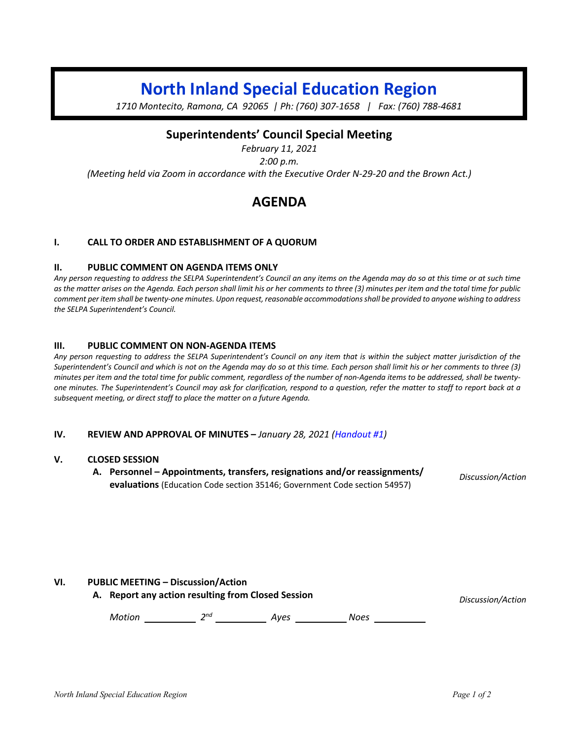# North Inland Special Education Region

*1710 Montecito, Ramona, CA 92065 | Ph: (760) 307-1658 | Fax: (760) 788-4681*

## Superintendents' Council Special Meeting

*February 11, 2021*

*2:00 p.m.*

*(Meeting held via Zoom in accordance with the Executive Order N-29-20 and the Brown Act.)*

## AGENDA

### I. CALL TO ORDER AND ESTABLISHMENT OF A QUORUM

### II. PUBLIC COMMENT ON AGENDA ITEMS ONLY

*Any person requesting to address the SELPA Superintendent's Council an any items on the Agenda may do so at this time or at such time as the matter arises on the Agenda. Each person shall limit his or her comments to three (3) minutes per item and the total time for public comment per item shall be twenty-one minutes. Upon request, reasonable accommodations shall be provided to anyone wishing to address the SELPA Superintendent's Council.*

### III. PUBLIC COMMENT ON NON-AGENDA ITEMS

*Any person requesting to address the SELPA Superintendent's Council on any item that is within the subject matter jurisdiction of the Superintendent's Council and which is not on the Agenda may do so at this time. Each person shall limit his or her comments to three (3) minutes per item and the total time for public comment, regardless of the number of non-Agenda items to be addressed, shall be twenty-one minutes. The Superintendent's Council may ask for clarification, respond to a question, refer the matter to staff to report back at a subsequent meeting, or direct staff to place the matter on a future Agenda.*

### IV. REVIEW AND APPROVAL OF MINUTES – *January 28, 2021 (Handout #1)*

### V. CLOSED SESSION

**A. Personnel – Appointments, transfers, resignations and/or reassignments/ evaluations** (Education Code section 35146; Government Code section 54957) — *Discussion/Action*

### VI. PUBLIC MEETING – Discussion/Action

**A. Report any action resulting from Closed Session** — *Discussion/Action*

*Motion* ________ *2nd* ________ *Ayes* ________ *Noes* ________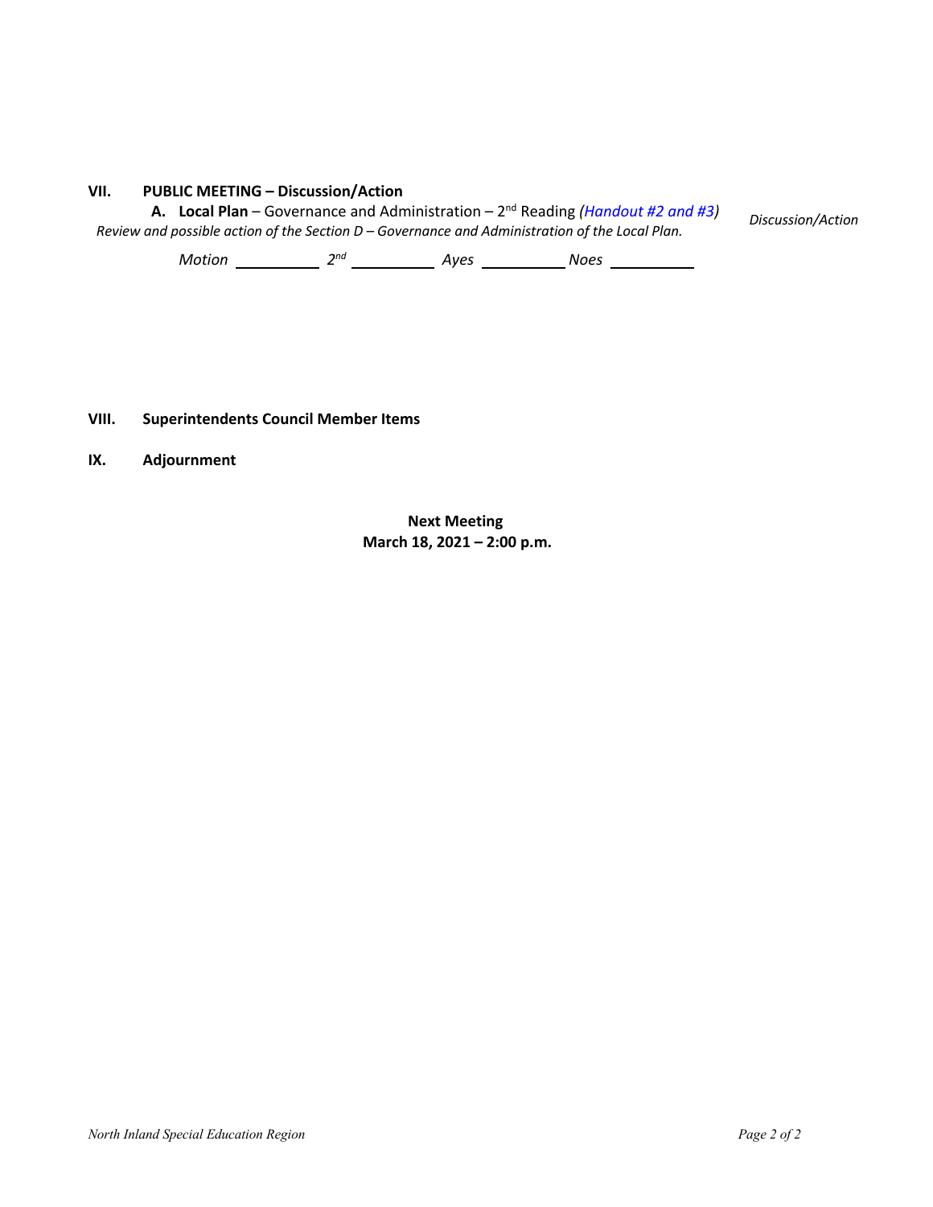## VII. PUBLIC MEETING – Discussion/Action

**A. Local Plan** – Governance and Administration – 2nd Reading *(Handout #2 and #3)* *Discussion/Action*

*Review and possible action of the Section D – Governance and Administration of the Local Plan.*

*Motion* ________ *2nd* ________ *Ayes* ________ *Noes* ________

## VIII. Superintendents Council Member Items

## IX. Adjournment

**Next Meeting**
**March 18, 2021 – 2:00 p.m.**